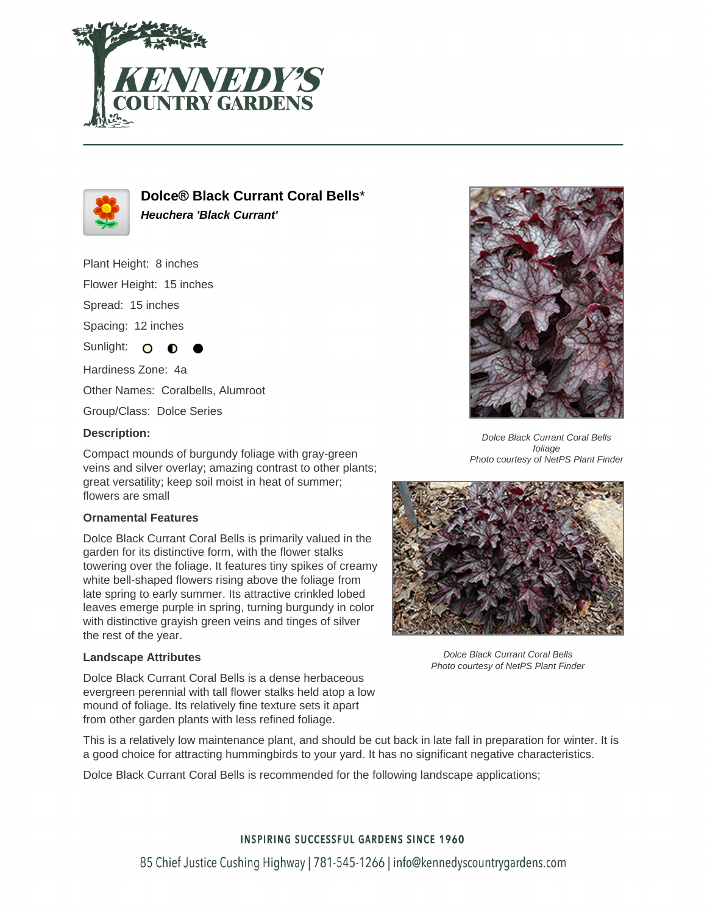# Dolce® Black Currant Coral Bells*

***Heuchera 'Black Currant'***

Plant Height: 8 inches

Flower Height: 15 inches

Spread: 15 inches

Spacing: 12 inches

Sunlight: ○ ◐ ●

Hardiness Zone: 4a

Other Names: Coralbells, Alumroot

Group/Class: Dolce Series

**Description:**

Compact mounds of burgundy foliage with gray-green veins and silver overlay; amazing contrast to other plants; great versatility; keep soil moist in heat of summer; flowers are small

*Dolce Black Currant Coral Bells foliage*
*Photo courtesy of NetPS Plant Finder*

**Ornamental Features**

Dolce Black Currant Coral Bells is primarily valued in the garden for its distinctive form, with the flower stalks towering over the foliage. It features tiny spikes of creamy white bell-shaped flowers rising above the foliage from late spring to early summer. Its attractive crinkled lobed leaves emerge purple in spring, turning burgundy in color with distinctive grayish green veins and tinges of silver the rest of the year.

*Dolce Black Currant Coral Bells*
*Photo courtesy of NetPS Plant Finder*

**Landscape Attributes**

Dolce Black Currant Coral Bells is a dense herbaceous evergreen perennial with tall flower stalks held atop a low mound of foliage. Its relatively fine texture sets it apart from other garden plants with less refined foliage.

This is a relatively low maintenance plant, and should be cut back in late fall in preparation for winter. It is a good choice for attracting hummingbirds to your yard. It has no significant negative characteristics.

Dolce Black Currant Coral Bells is recommended for the following landscape applications;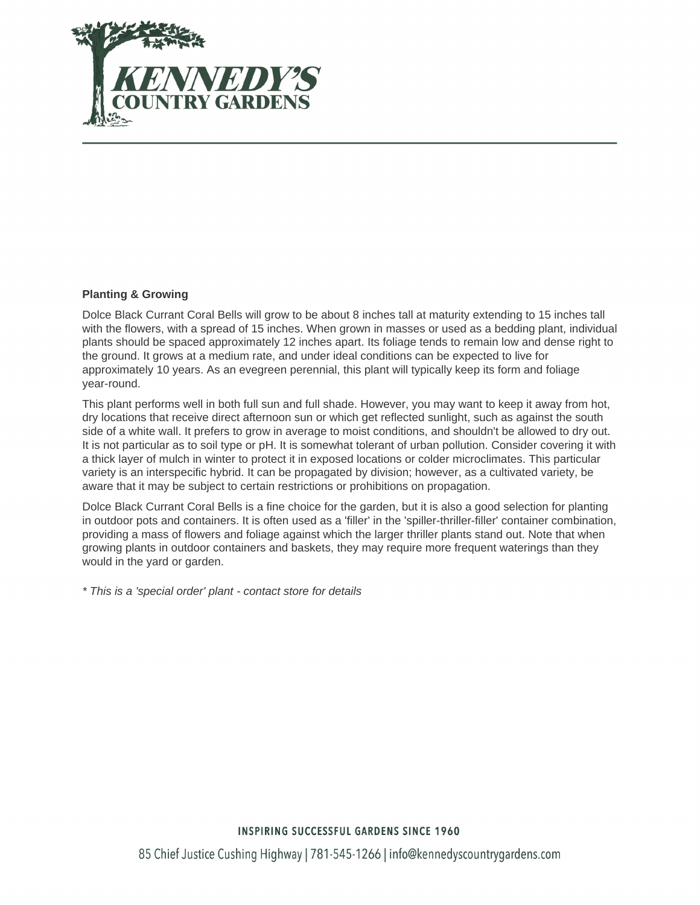**Planting & Growing**

Dolce Black Currant Coral Bells will grow to be about 8 inches tall at maturity extending to 15 inches tall with the flowers, with a spread of 15 inches. When grown in masses or used as a bedding plant, individual plants should be spaced approximately 12 inches apart. Its foliage tends to remain low and dense right to the ground. It grows at a medium rate, and under ideal conditions can be expected to live for approximately 10 years. As an evegreen perennial, this plant will typically keep its form and foliage year-round.

This plant performs well in both full sun and full shade. However, you may want to keep it away from hot, dry locations that receive direct afternoon sun or which get reflected sunlight, such as against the south side of a white wall. It prefers to grow in average to moist conditions, and shouldn't be allowed to dry out. It is not particular as to soil type or pH. It is somewhat tolerant of urban pollution. Consider covering it with a thick layer of mulch in winter to protect it in exposed locations or colder microclimates. This particular variety is an interspecific hybrid. It can be propagated by division; however, as a cultivated variety, be aware that it may be subject to certain restrictions or prohibitions on propagation.

Dolce Black Currant Coral Bells is a fine choice for the garden, but it is also a good selection for planting in outdoor pots and containers. It is often used as a 'filler' in the 'spiller-thriller-filler' container combination, providing a mass of flowers and foliage against which the larger thriller plants stand out. Note that when growing plants in outdoor containers and baskets, they may require more frequent waterings than they would in the yard or garden.

*\* This is a 'special order' plant - contact store for details*